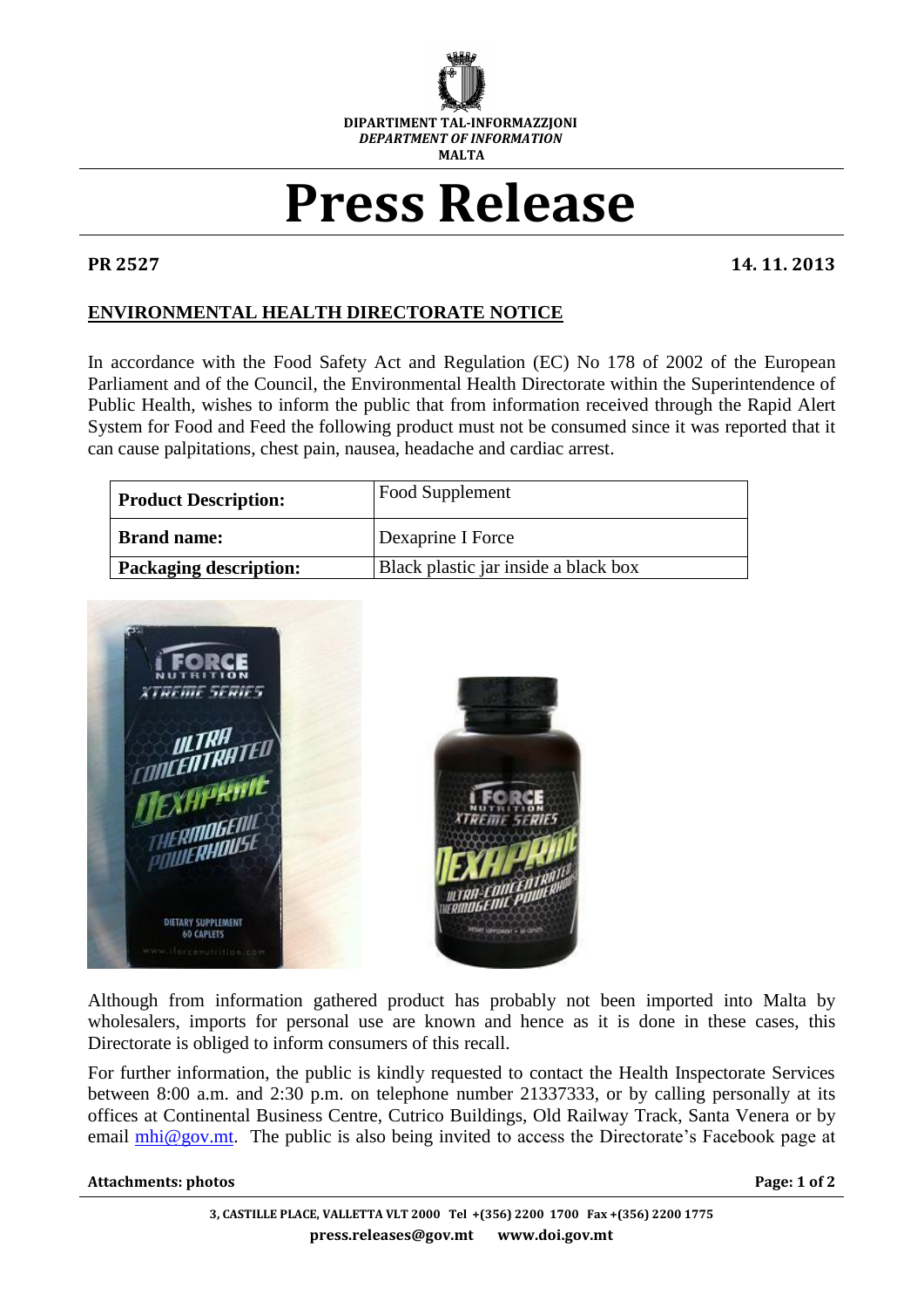DIPARTIMENT TAL-INFORMAZZJONI
*DEPARTMENT OF INFORMATION*
MALTA

# Press Release

**PR 2527** **14. 11. 2013**

## ENVIRONMENTAL HEALTH DIRECTORATE NOTICE

In accordance with the Food Safety Act and Regulation (EC) No 178 of 2002 of the European Parliament and of the Council, the Environmental Health Directorate within the Superintendence of Public Health, wishes to inform the public that from information received through the Rapid Alert System for Food and Feed the following product must not be consumed since it was reported that it can cause palpitations, chest pain, nausea, headache and cardiac arrest.

| **Product Description:** | Food Supplement |
|---|---|
| **Brand name:** | Dexaprine I Force |
| **Packaging description:** | Black plastic jar inside a black box |

Although from information gathered product has probably not been imported into Malta by wholesalers, imports for personal use are known and hence as it is done in these cases, this Directorate is obliged to inform consumers of this recall.

For further information, the public is kindly requested to contact the Health Inspectorate Services between 8:00 a.m. and 2:30 p.m. on telephone number 21337333, or by calling personally at its offices at Continental Business Centre, Cutrico Buildings, Old Railway Track, Santa Venera or by email mhi@gov.mt. The public is also being invited to access the Directorate's Facebook page at

**Attachments: photos**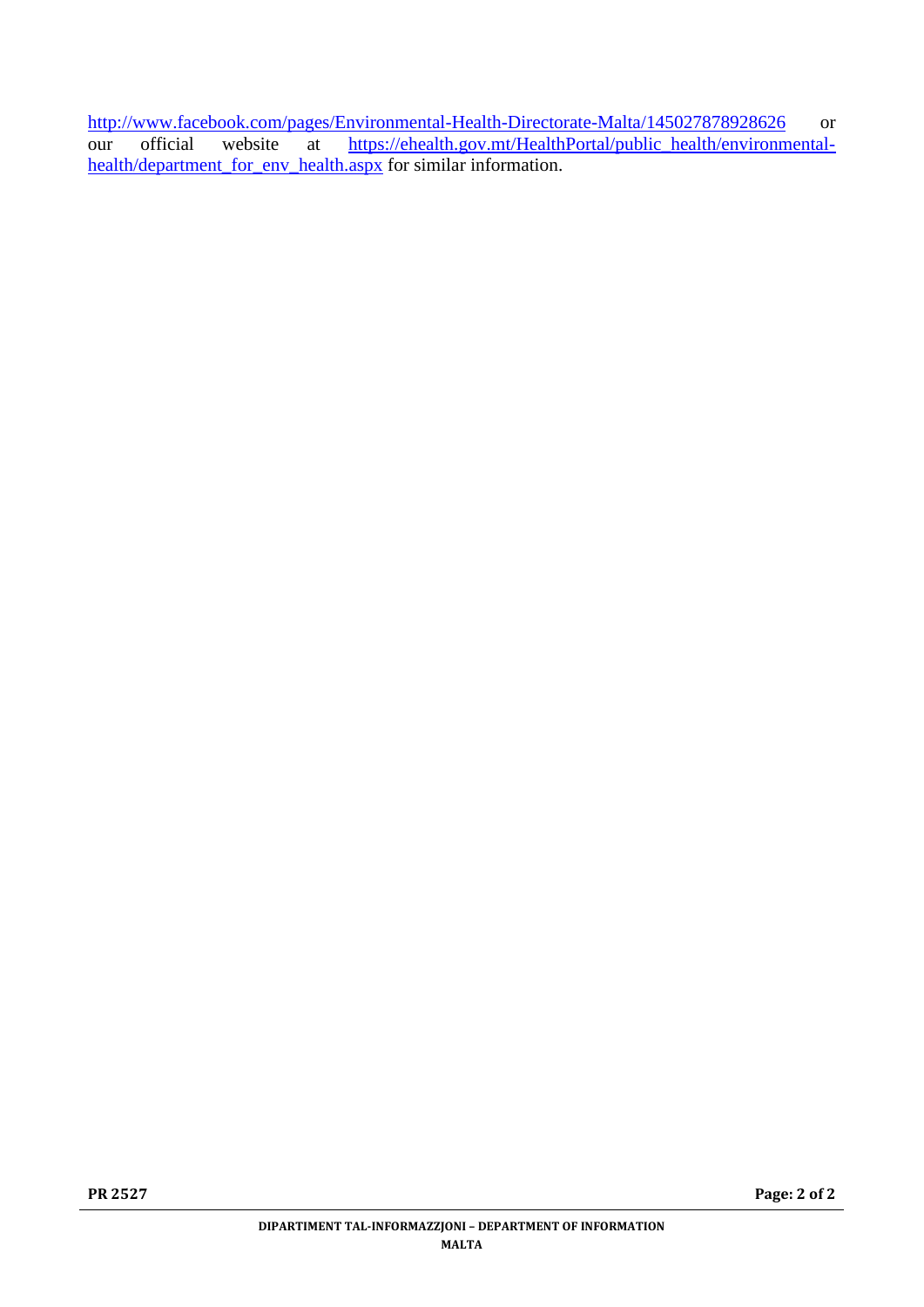http://www.facebook.com/pages/Environmental-Health-Directorate-Malta/145027878928626 or our official website at https://ehealth.gov.mt/HealthPortal/public_health/environmental-health/department_for_env_health.aspx for similar information.